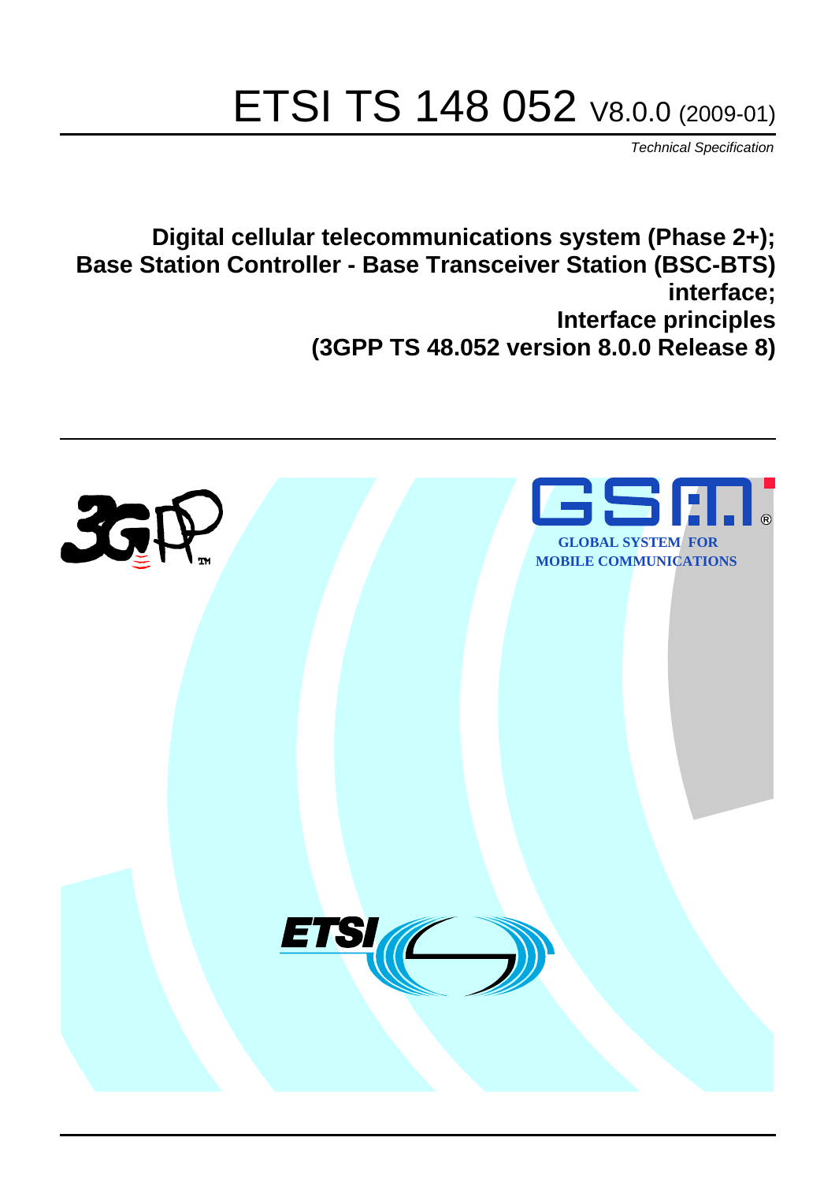# ETSI TS 148 052 V8.0.0 (2009-01)

*Technical Specification*

**Digital cellular telecommunications system (Phase 2+);
Base Station Controller - Base Transceiver Station (BSC-BTS) interface;
Interface principles
(3GPP TS 48.052 version 8.0.0 Release 8)**

GLOBAL SYSTEM FOR MOBILE COMMUNICATIONS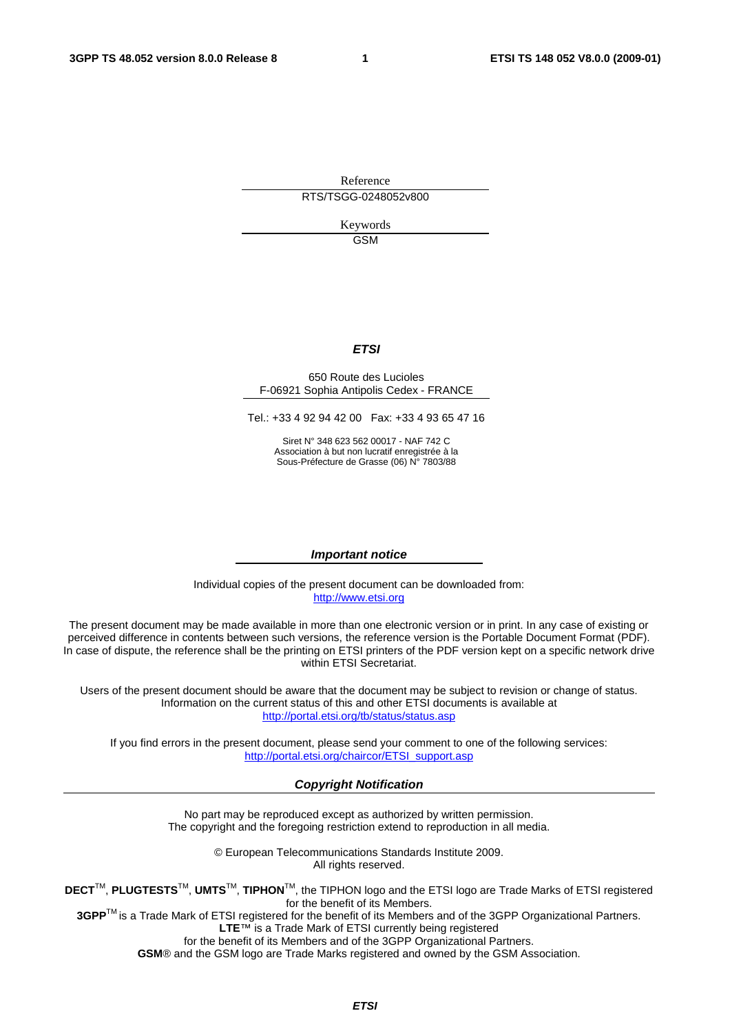Reference

RTS/TSGG-0248052v800

Keywords

GSM

***ETSI***

650 Route des Lucioles
F-06921 Sophia Antipolis Cedex - FRANCE

Tel.: +33 4 92 94 42 00 Fax: +33 4 93 65 47 16

Siret N° 348 623 562 00017 - NAF 742 C
Association à but non lucratif enregistrée à la
Sous-Préfecture de Grasse (06) N° 7803/88

***Important notice***

Individual copies of the present document can be downloaded from:
http://www.etsi.org

The present document may be made available in more than one electronic version or in print. In any case of existing or perceived difference in contents between such versions, the reference version is the Portable Document Format (PDF). In case of dispute, the reference shall be the printing on ETSI printers of the PDF version kept on a specific network drive within ETSI Secretariat.

Users of the present document should be aware that the document may be subject to revision or change of status. Information on the current status of this and other ETSI documents is available at
http://portal.etsi.org/tb/status/status.asp

If you find errors in the present document, please send your comment to one of the following services:
http://portal.etsi.org/chaircor/ETSI_support.asp

***Copyright Notification***

No part may be reproduced except as authorized by written permission.
The copyright and the foregoing restriction extend to reproduction in all media.

© European Telecommunications Standards Institute 2009.
All rights reserved.

**DECT**™, **PLUGTESTS**™, **UMTS**™, **TIPHON**™, the TIPHON logo and the ETSI logo are Trade Marks of ETSI registered for the benefit of its Members.
**3GPP**™ is a Trade Mark of ETSI registered for the benefit of its Members and of the 3GPP Organizational Partners.
**LTE**™ is a Trade Mark of ETSI currently being registered
for the benefit of its Members and of the 3GPP Organizational Partners.
**GSM**® and the GSM logo are Trade Marks registered and owned by the GSM Association.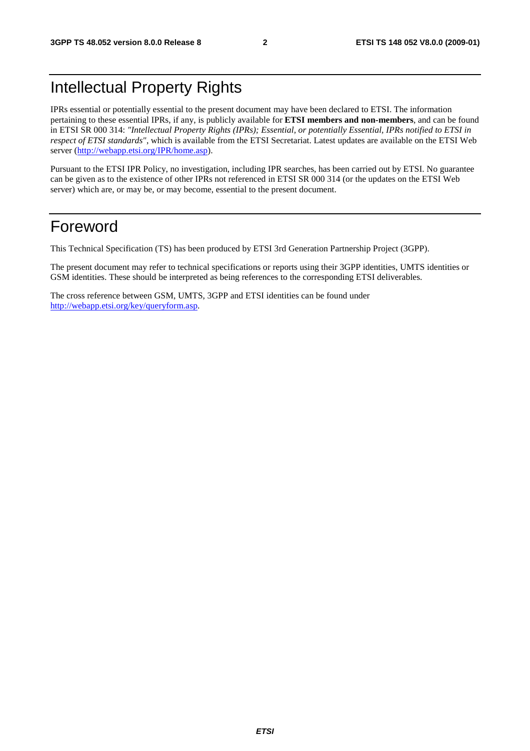# Intellectual Property Rights

IPRs essential or potentially essential to the present document may have been declared to ETSI. The information pertaining to these essential IPRs, if any, is publicly available for **ETSI members and non-members**, and can be found in ETSI SR 000 314: *"Intellectual Property Rights (IPRs); Essential, or potentially Essential, IPRs notified to ETSI in respect of ETSI standards"*, which is available from the ETSI Secretariat. Latest updates are available on the ETSI Web server (http://webapp.etsi.org/IPR/home.asp).

Pursuant to the ETSI IPR Policy, no investigation, including IPR searches, has been carried out by ETSI. No guarantee can be given as to the existence of other IPRs not referenced in ETSI SR 000 314 (or the updates on the ETSI Web server) which are, or may be, or may become, essential to the present document.

# Foreword

This Technical Specification (TS) has been produced by ETSI 3rd Generation Partnership Project (3GPP).

The present document may refer to technical specifications or reports using their 3GPP identities, UMTS identities or GSM identities. These should be interpreted as being references to the corresponding ETSI deliverables.

The cross reference between GSM, UMTS, 3GPP and ETSI identities can be found under http://webapp.etsi.org/key/queryform.asp.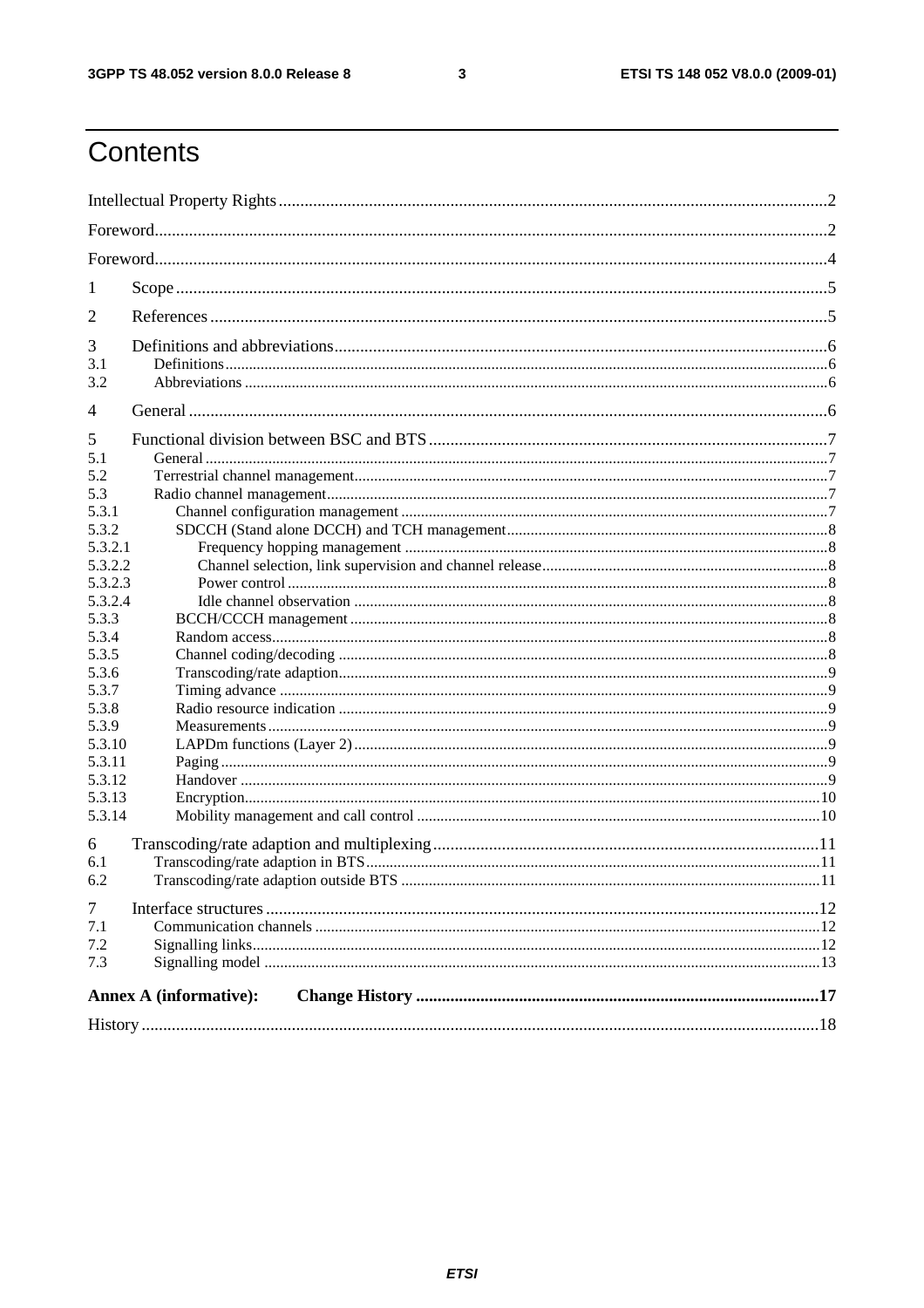# Contents

Intellectual Property Rights ..... 2

Foreword ..... 2

Foreword ..... 4

1 Scope ..... 5

2 References ..... 5

3 Definitions and abbreviations ..... 6
- 3.1 Definitions ..... 6
- 3.2 Abbreviations ..... 6

4 General ..... 6

5 Functional division between BSC and BTS ..... 7
- 5.1 General ..... 7
- 5.2 Terrestrial channel management ..... 7
- 5.3 Radio channel management ..... 7
  - 5.3.1 Channel configuration management ..... 7
  - 5.3.2 SDCCH (Stand alone DCCH) and TCH management ..... 8
    - 5.3.2.1 Frequency hopping management ..... 8
    - 5.3.2.2 Channel selection, link supervision and channel release ..... 8
    - 5.3.2.3 Power control ..... 8
    - 5.3.2.4 Idle channel observation ..... 8
  - 5.3.3 BCCH/CCCH management ..... 8
  - 5.3.4 Random access ..... 8
  - 5.3.5 Channel coding/decoding ..... 8
  - 5.3.6 Transcoding/rate adaption ..... 9
  - 5.3.7 Timing advance ..... 9
  - 5.3.8 Radio resource indication ..... 9
  - 5.3.9 Measurements ..... 9
  - 5.3.10 LAPDm functions (Layer 2) ..... 9
  - 5.3.11 Paging ..... 9
  - 5.3.12 Handover ..... 9
  - 5.3.13 Encryption ..... 10
  - 5.3.14 Mobility management and call control ..... 10

6 Transcoding/rate adaption and multiplexing ..... 11
- 6.1 Transcoding/rate adaption in BTS ..... 11
- 6.2 Transcoding/rate adaption outside BTS ..... 11

7 Interface structures ..... 12
- 7.1 Communication channels ..... 12
- 7.2 Signalling links ..... 12
- 7.3 Signalling model ..... 13

**Annex A (informative): Change History ..... 17**

History ..... 18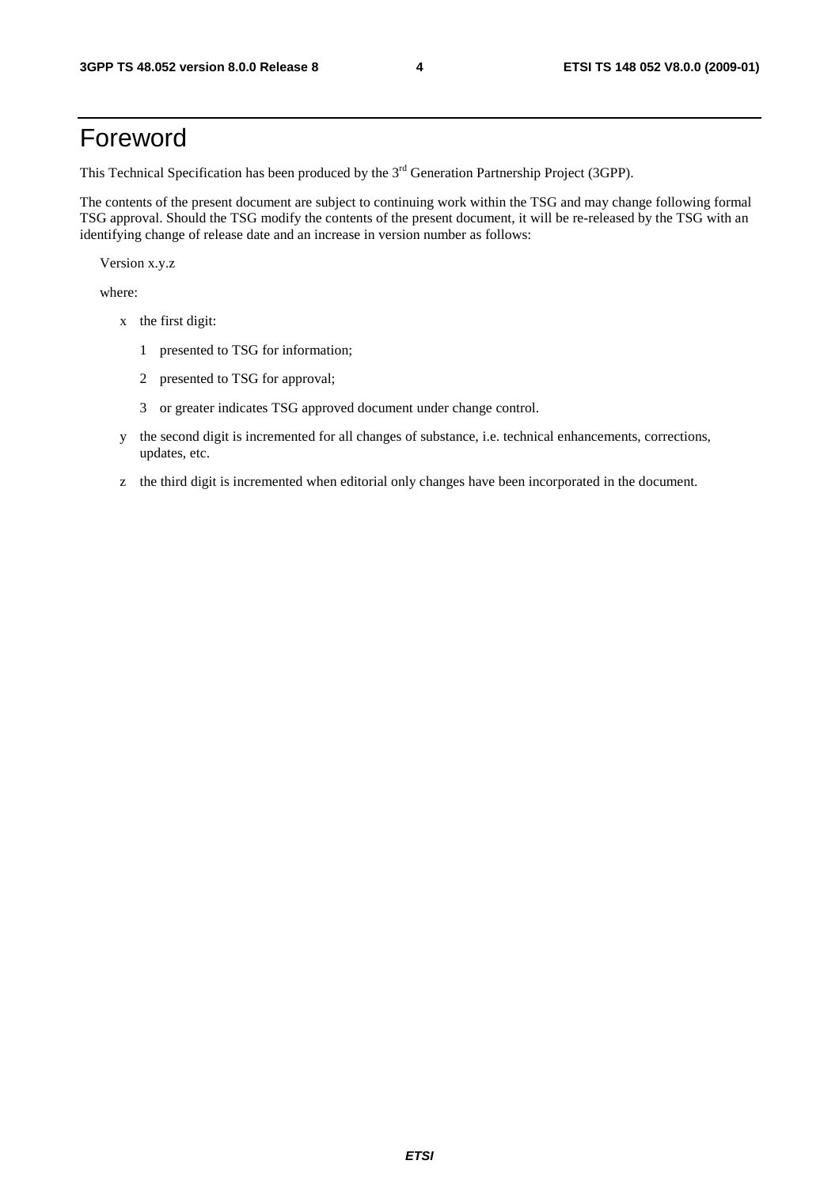# Foreword

This Technical Specification has been produced by the 3rd Generation Partnership Project (3GPP).

The contents of the present document are subject to continuing work within the TSG and may change following formal TSG approval. Should the TSG modify the contents of the present document, it will be re-released by the TSG with an identifying change of release date and an increase in version number as follows:

Version x.y.z

where:

- x the first digit:
  - 1 presented to TSG for information;
  - 2 presented to TSG for approval;
  - 3 or greater indicates TSG approved document under change control.
- y the second digit is incremented for all changes of substance, i.e. technical enhancements, corrections, updates, etc.
- z the third digit is incremented when editorial only changes have been incorporated in the document.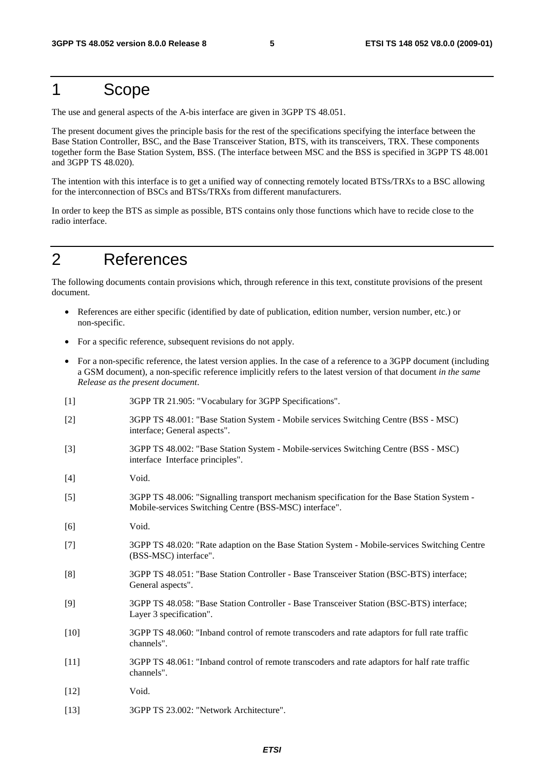# 1 Scope

The use and general aspects of the A-bis interface are given in 3GPP TS 48.051.

The present document gives the principle basis for the rest of the specifications specifying the interface between the Base Station Controller, BSC, and the Base Transceiver Station, BTS, with its transceivers, TRX. These components together form the Base Station System, BSS. (The interface between MSC and the BSS is specified in 3GPP TS 48.001 and 3GPP TS 48.020).

The intention with this interface is to get a unified way of connecting remotely located BTSs/TRXs to a BSC allowing for the interconnection of BSCs and BTSs/TRXs from different manufacturers.

In order to keep the BTS as simple as possible, BTS contains only those functions which have to recide close to the radio interface.

# 2 References

The following documents contain provisions which, through reference in this text, constitute provisions of the present document.

- References are either specific (identified by date of publication, edition number, version number, etc.) or non-specific.
- For a specific reference, subsequent revisions do not apply.
- For a non-specific reference, the latest version applies. In the case of a reference to a 3GPP document (including a GSM document), a non-specific reference implicitly refers to the latest version of that document *in the same Release as the present document*.

[1] 3GPP TR 21.905: "Vocabulary for 3GPP Specifications".

[2] 3GPP TS 48.001: "Base Station System - Mobile services Switching Centre (BSS - MSC) interface; General aspects".

[3] 3GPP TS 48.002: "Base Station System - Mobile-services Switching Centre (BSS - MSC) interface Interface principles".

[4] Void.

[5] 3GPP TS 48.006: "Signalling transport mechanism specification for the Base Station System - Mobile-services Switching Centre (BSS-MSC) interface".

[6] Void.

[7] 3GPP TS 48.020: "Rate adaption on the Base Station System - Mobile-services Switching Centre (BSS-MSC) interface".

[8] 3GPP TS 48.051: "Base Station Controller - Base Transceiver Station (BSC-BTS) interface; General aspects".

[9] 3GPP TS 48.058: "Base Station Controller - Base Transceiver Station (BSC-BTS) interface; Layer 3 specification".

[10] 3GPP TS 48.060: "Inband control of remote transcoders and rate adaptors for full rate traffic channels".

[11] 3GPP TS 48.061: "Inband control of remote transcoders and rate adaptors for half rate traffic channels".

[12] Void.

[13] 3GPP TS 23.002: "Network Architecture".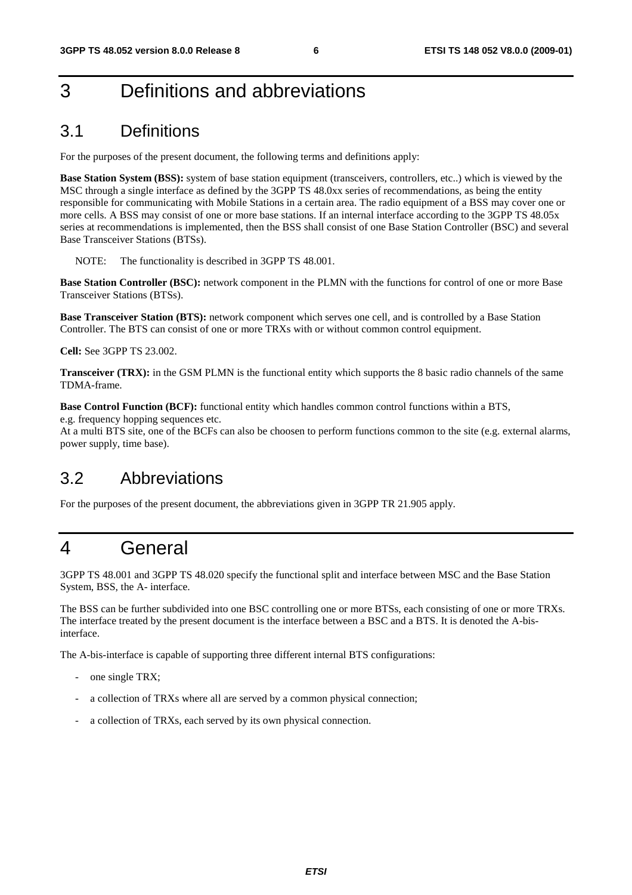# 3 Definitions and abbreviations

## 3.1 Definitions

For the purposes of the present document, the following terms and definitions apply:

**Base Station System (BSS):** system of base station equipment (transceivers, controllers, etc..) which is viewed by the MSC through a single interface as defined by the 3GPP TS 48.0xx series of recommendations, as being the entity responsible for communicating with Mobile Stations in a certain area. The radio equipment of a BSS may cover one or more cells. A BSS may consist of one or more base stations. If an internal interface according to the 3GPP TS 48.05x series at recommendations is implemented, then the BSS shall consist of one Base Station Controller (BSC) and several Base Transceiver Stations (BTSs).

NOTE: The functionality is described in 3GPP TS 48.001.

**Base Station Controller (BSC):** network component in the PLMN with the functions for control of one or more Base Transceiver Stations (BTSs).

**Base Transceiver Station (BTS):** network component which serves one cell, and is controlled by a Base Station Controller. The BTS can consist of one or more TRXs with or without common control equipment.

**Cell:** See 3GPP TS 23.002.

**Transceiver (TRX):** in the GSM PLMN is the functional entity which supports the 8 basic radio channels of the same TDMA-frame.

**Base Control Function (BCF):** functional entity which handles common control functions within a BTS, e.g. frequency hopping sequences etc.
At a multi BTS site, one of the BCFs can also be choosen to perform functions common to the site (e.g. external alarms, power supply, time base).

## 3.2 Abbreviations

For the purposes of the present document, the abbreviations given in 3GPP TR 21.905 apply.

# 4 General

3GPP TS 48.001 and 3GPP TS 48.020 specify the functional split and interface between MSC and the Base Station System, BSS, the A- interface.

The BSS can be further subdivided into one BSC controlling one or more BTSs, each consisting of one or more TRXs. The interface treated by the present document is the interface between a BSC and a BTS. It is denoted the A-bis-interface.

The A-bis-interface is capable of supporting three different internal BTS configurations:

- one single TRX;
- a collection of TRXs where all are served by a common physical connection;
- a collection of TRXs, each served by its own physical connection.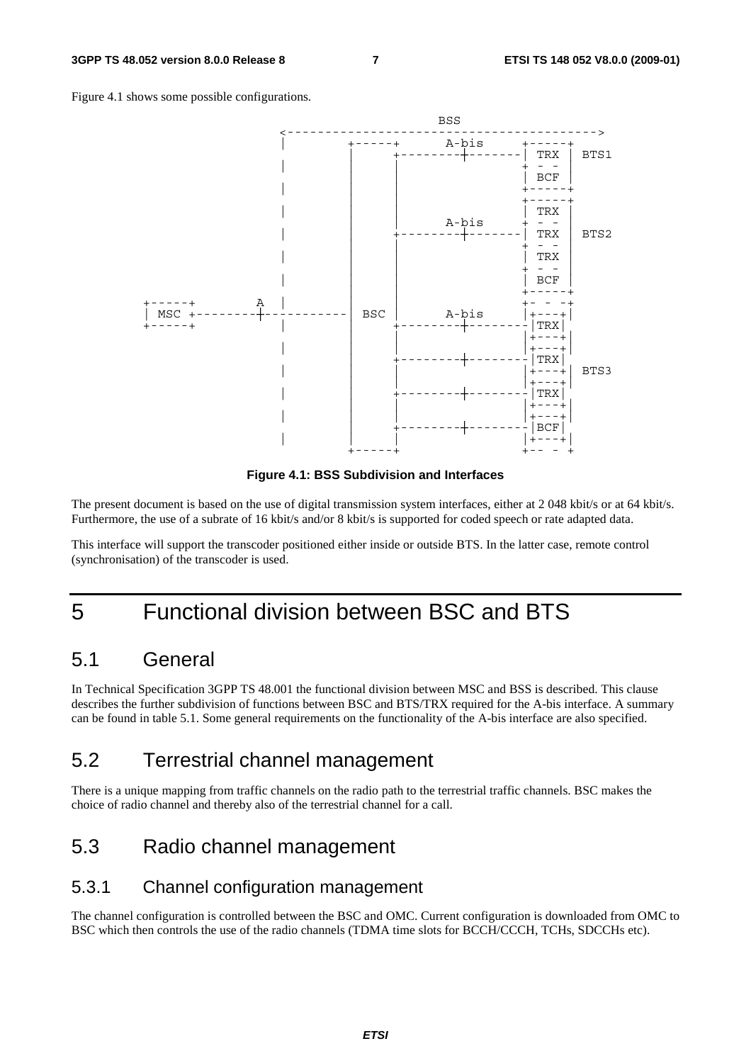Figure 4.1 shows some possible configurations.

```
                                      BSS
                  <----------------------------------------->
                  |        +-----+      A-bis     +-----+
                  |        |     +--------+-------| TRX |  BTS1
                  |        |     |                + - - |
                  |        |     |                | BCF |
                  |        |     |                +-----+
                  |        |     |                +-----+
                  |        |     |                | TRX |
                  |        |     |      A-bis     + - - |
                  |        |     +--------+-------| TRX |  BTS2
                  |        |     |                + - - |
                  |        |     |                | TRX |
                  |        |     |                + - - |
                  |        |     |                | BCF |
                  |        |     |                +-----+
+-----+      A    |        |     |                +- - -+
| MSC +-------+-----------| BSC |      A-bis     |+---+|
+-----+           |        |     +--------+-------|TRX|
                  |        |     |                |+---+|
                  |        |     |                |+---+|
                  |        |     +--------+-------|TRX|
                  |        |     |                |+---+|  BTS3
                  |        |     |                |+---+|
                  |        |     +--------+-------|TRX|
                  |        |     |                |+---+|
                  |        |     |                |+---+|
                  |        |     +--------+-------|BCF|
                  |        |     |                |+---+|
                  |        +-----+                +-- - +
```

**Figure 4.1: BSS Subdivision and Interfaces**

The present document is based on the use of digital transmission system interfaces, either at 2 048 kbit/s or at 64 kbit/s. Furthermore, the use of a subrate of 16 kbit/s and/or 8 kbit/s is supported for coded speech or rate adapted data.

This interface will support the transcoder positioned either inside or outside BTS. In the latter case, remote control (synchronisation) of the transcoder is used.

# 5 Functional division between BSC and BTS

## 5.1 General

In Technical Specification 3GPP TS 48.001 the functional division between MSC and BSS is described. This clause describes the further subdivision of functions between BSC and BTS/TRX required for the A-bis interface. A summary can be found in table 5.1. Some general requirements on the functionality of the A-bis interface are also specified.

## 5.2 Terrestrial channel management

There is a unique mapping from traffic channels on the radio path to the terrestrial traffic channels. BSC makes the choice of radio channel and thereby also of the terrestrial channel for a call.

## 5.3 Radio channel management

### 5.3.1 Channel configuration management

The channel configuration is controlled between the BSC and OMC. Current configuration is downloaded from OMC to BSC which then controls the use of the radio channels (TDMA time slots for BCCH/CCCH, TCHs, SDCCHs etc).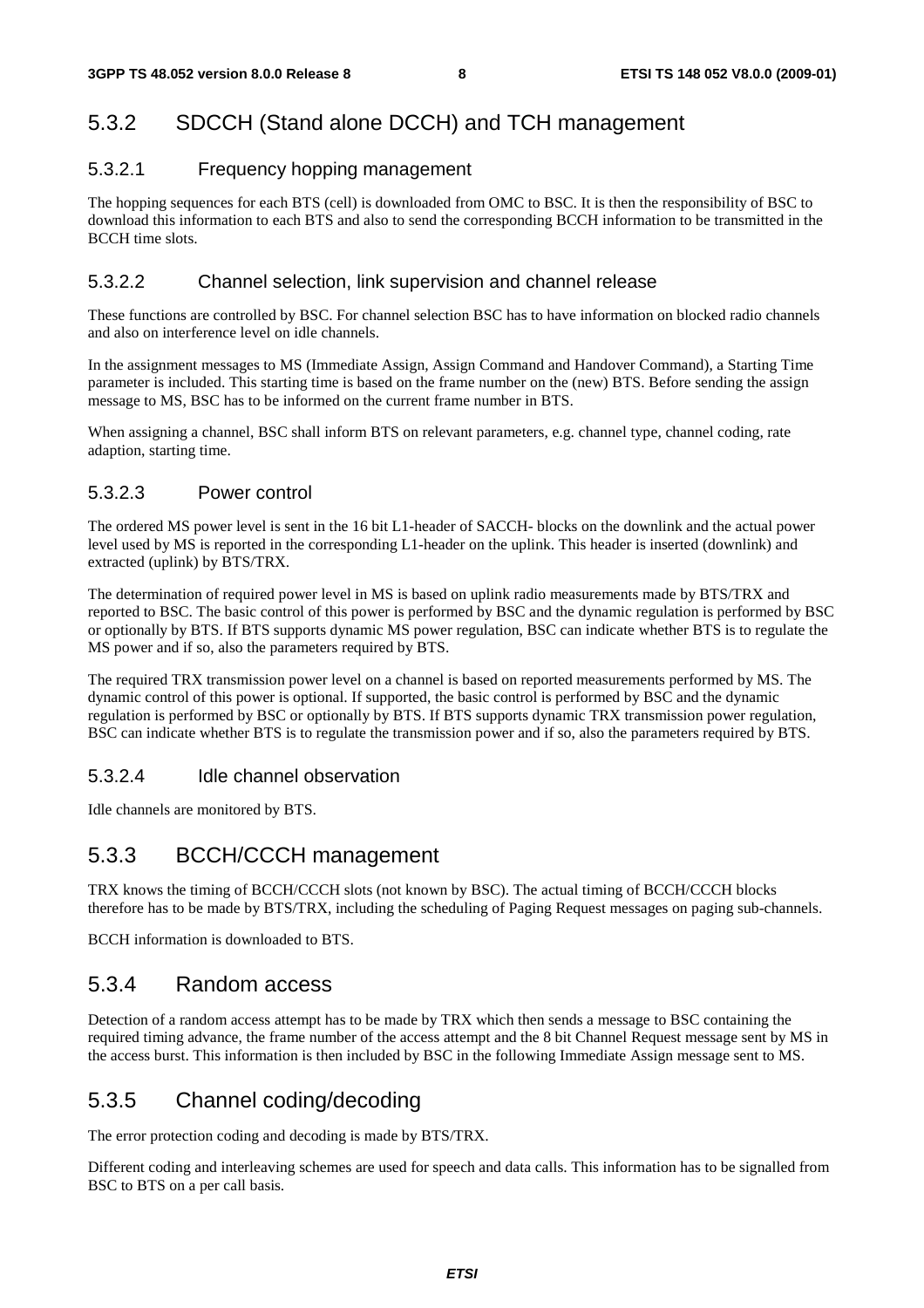### 5.3.2 SDCCH (Stand alone DCCH) and TCH management

#### 5.3.2.1 Frequency hopping management

The hopping sequences for each BTS (cell) is downloaded from OMC to BSC. It is then the responsibility of BSC to download this information to each BTS and also to send the corresponding BCCH information to be transmitted in the BCCH time slots.

#### 5.3.2.2 Channel selection, link supervision and channel release

These functions are controlled by BSC. For channel selection BSC has to have information on blocked radio channels and also on interference level on idle channels.

In the assignment messages to MS (Immediate Assign, Assign Command and Handover Command), a Starting Time parameter is included. This starting time is based on the frame number on the (new) BTS. Before sending the assign message to MS, BSC has to be informed on the current frame number in BTS.

When assigning a channel, BSC shall inform BTS on relevant parameters, e.g. channel type, channel coding, rate adaption, starting time.

#### 5.3.2.3 Power control

The ordered MS power level is sent in the 16 bit L1-header of SACCH- blocks on the downlink and the actual power level used by MS is reported in the corresponding L1-header on the uplink. This header is inserted (downlink) and extracted (uplink) by BTS/TRX.

The determination of required power level in MS is based on uplink radio measurements made by BTS/TRX and reported to BSC. The basic control of this power is performed by BSC and the dynamic regulation is performed by BSC or optionally by BTS. If BTS supports dynamic MS power regulation, BSC can indicate whether BTS is to regulate the MS power and if so, also the parameters required by BTS.

The required TRX transmission power level on a channel is based on reported measurements performed by MS. The dynamic control of this power is optional. If supported, the basic control is performed by BSC and the dynamic regulation is performed by BSC or optionally by BTS. If BTS supports dynamic TRX transmission power regulation, BSC can indicate whether BTS is to regulate the transmission power and if so, also the parameters required by BTS.

#### 5.3.2.4 Idle channel observation

Idle channels are monitored by BTS.

### 5.3.3 BCCH/CCCH management

TRX knows the timing of BCCH/CCCH slots (not known by BSC). The actual timing of BCCH/CCCH blocks therefore has to be made by BTS/TRX, including the scheduling of Paging Request messages on paging sub-channels.

BCCH information is downloaded to BTS.

### 5.3.4 Random access

Detection of a random access attempt has to be made by TRX which then sends a message to BSC containing the required timing advance, the frame number of the access attempt and the 8 bit Channel Request message sent by MS in the access burst. This information is then included by BSC in the following Immediate Assign message sent to MS.

### 5.3.5 Channel coding/decoding

The error protection coding and decoding is made by BTS/TRX.

Different coding and interleaving schemes are used for speech and data calls. This information has to be signalled from BSC to BTS on a per call basis.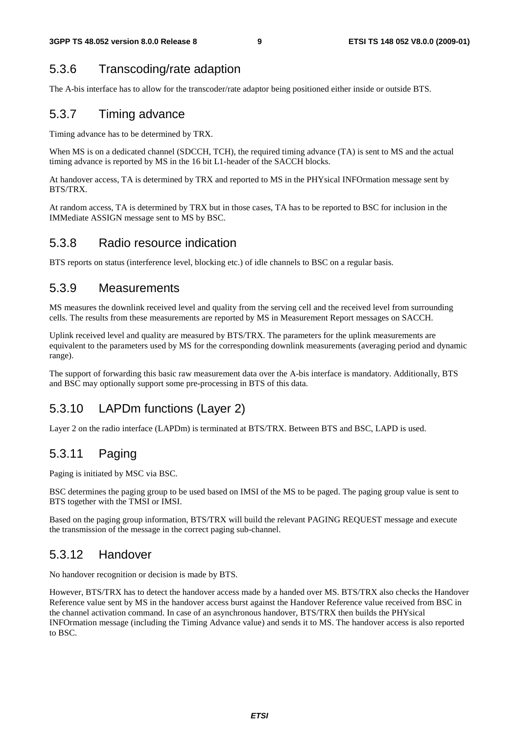### 5.3.6 Transcoding/rate adaption

The A-bis interface has to allow for the transcoder/rate adaptor being positioned either inside or outside BTS.

### 5.3.7 Timing advance

Timing advance has to be determined by TRX.

When MS is on a dedicated channel (SDCCH, TCH), the required timing advance (TA) is sent to MS and the actual timing advance is reported by MS in the 16 bit L1-header of the SACCH blocks.

At handover access, TA is determined by TRX and reported to MS in the PHYsical INFOrmation message sent by BTS/TRX.

At random access, TA is determined by TRX but in those cases, TA has to be reported to BSC for inclusion in the IMMediate ASSIGN message sent to MS by BSC.

### 5.3.8 Radio resource indication

BTS reports on status (interference level, blocking etc.) of idle channels to BSC on a regular basis.

### 5.3.9 Measurements

MS measures the downlink received level and quality from the serving cell and the received level from surrounding cells. The results from these measurements are reported by MS in Measurement Report messages on SACCH.

Uplink received level and quality are measured by BTS/TRX. The parameters for the uplink measurements are equivalent to the parameters used by MS for the corresponding downlink measurements (averaging period and dynamic range).

The support of forwarding this basic raw measurement data over the A-bis interface is mandatory. Additionally, BTS and BSC may optionally support some pre-processing in BTS of this data.

### 5.3.10 LAPDm functions (Layer 2)

Layer 2 on the radio interface (LAPDm) is terminated at BTS/TRX. Between BTS and BSC, LAPD is used.

### 5.3.11 Paging

Paging is initiated by MSC via BSC.

BSC determines the paging group to be used based on IMSI of the MS to be paged. The paging group value is sent to BTS together with the TMSI or IMSI.

Based on the paging group information, BTS/TRX will build the relevant PAGING REQUEST message and execute the transmission of the message in the correct paging sub-channel.

### 5.3.12 Handover

No handover recognition or decision is made by BTS.

However, BTS/TRX has to detect the handover access made by a handed over MS. BTS/TRX also checks the Handover Reference value sent by MS in the handover access burst against the Handover Reference value received from BSC in the channel activation command. In case of an asynchronous handover, BTS/TRX then builds the PHYsical INFOrmation message (including the Timing Advance value) and sends it to MS. The handover access is also reported to BSC.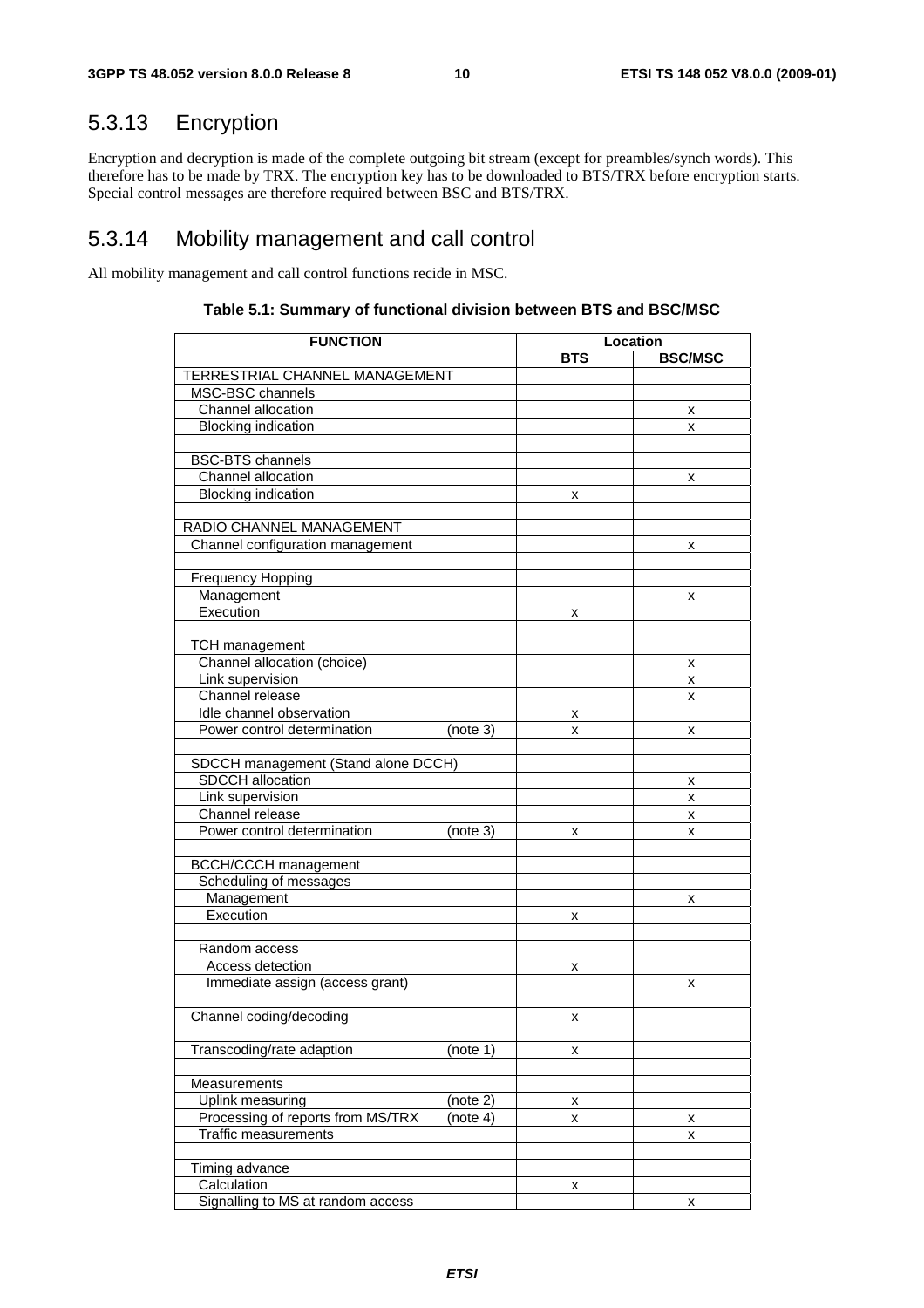## 5.3.13 Encryption

Encryption and decryption is made of the complete outgoing bit stream (except for preambles/synch words). This therefore has to be made by TRX. The encryption key has to be downloaded to BTS/TRX before encryption starts. Special control messages are therefore required between BSC and BTS/TRX.

## 5.3.14 Mobility management and call control

All mobility management and call control functions recide in MSC.

**Table 5.1: Summary of functional division between BTS and BSC/MSC**

| FUNCTION | Location | |
|---|---|---|
| | BTS | BSC/MSC |
| TERRESTRIAL CHANNEL MANAGEMENT | | |
| MSC-BSC channels | | |
| Channel allocation | | x |
| Blocking indication | | x |
| | | |
| BSC-BTS channels | | |
| Channel allocation | | x |
| Blocking indication | x | |
| | | |
| RADIO CHANNEL MANAGEMENT | | |
| Channel configuration management | | x |
| | | |
| Frequency Hopping | | |
| Management | | x |
| Execution | x | |
| | | |
| TCH management | | |
| Channel allocation (choice) | | x |
| Link supervision | | x |
| Channel release | | x |
| Idle channel observation | x | |
| Power control determination (note 3) | x | x |
| | | |
| SDCCH management (Stand alone DCCH) | | |
| SDCCH allocation | | x |
| Link supervision | | x |
| Channel release | | x |
| Power control determination (note 3) | x | x |
| | | |
| BCCH/CCCH management | | |
| Scheduling of messages | | |
| Management | | x |
| Execution | x | |
| | | |
| Random access | | |
| Access detection | x | |
| Immediate assign (access grant) | | x |
| | | |
| Channel coding/decoding | x | |
| | | |
| Transcoding/rate adaption (note 1) | x | |
| | | |
| Measurements | | |
| Uplink measuring (note 2) | x | |
| Processing of reports from MS/TRX (note 4) | x | x |
| Traffic measurements | | x |
| | | |
| Timing advance | | |
| Calculation | x | |
| Signalling to MS at random access | | x |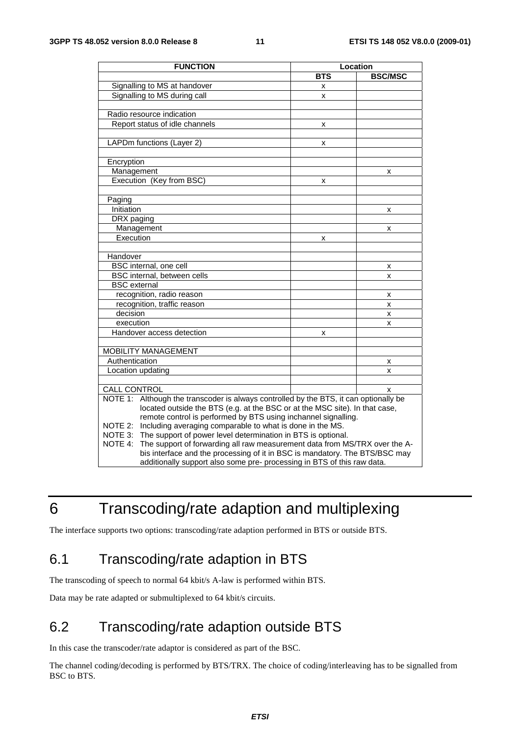| FUNCTION | Location | |
|---|---|---|
| | BTS | BSC/MSC |
| Signalling to MS at handover | x | |
| Signalling to MS during call | x | |
| | | |
| Radio resource indication | | |
| Report status of idle channels | x | |
| | | |
| LAPDm functions (Layer 2) | x | |
| | | |
| Encryption | | |
| Management | | x |
| Execution (Key from BSC) | x | |
| | | |
| Paging | | |
| Initiation | | x |
| DRX paging | | |
| Management | | x |
| Execution | x | |
| | | |
| Handover | | |
| BSC internal, one cell | | x |
| BSC internal, between cells | | x |
| BSC external | | |
| recognition, radio reason | | x |
| recognition, traffic reason | | x |
| decision | | x |
| execution | | x |
| Handover access detection | x | |
| | | |
| MOBILITY MANAGEMENT | | |
| Authentication | | x |
| Location updating | | x |
| | | |
| CALL CONTROL | | x |
| NOTE 1: Although the transcoder is always controlled by the BTS, it can optionally be located outside the BTS (e.g. at the BSC or at the MSC site). In that case, remote control is performed by BTS using inchannel signalling.<br>NOTE 2: Including averaging comparable to what is done in the MS.<br>NOTE 3: The support of power level determination in BTS is optional.<br>NOTE 4: The support of forwarding all raw measurement data from MS/TRX over the A-bis interface and the processing of it in BSC is mandatory. The BTS/BSC may additionally support also some pre- processing in BTS of this raw data. | | |

# 6 Transcoding/rate adaption and multiplexing

The interface supports two options: transcoding/rate adaption performed in BTS or outside BTS.

## 6.1 Transcoding/rate adaption in BTS

The transcoding of speech to normal 64 kbit/s A-law is performed within BTS.

Data may be rate adapted or submultiplexed to 64 kbit/s circuits.

## 6.2 Transcoding/rate adaption outside BTS

In this case the transcoder/rate adaptor is considered as part of the BSC.

The channel coding/decoding is performed by BTS/TRX. The choice of coding/interleaving has to be signalled from BSC to BTS.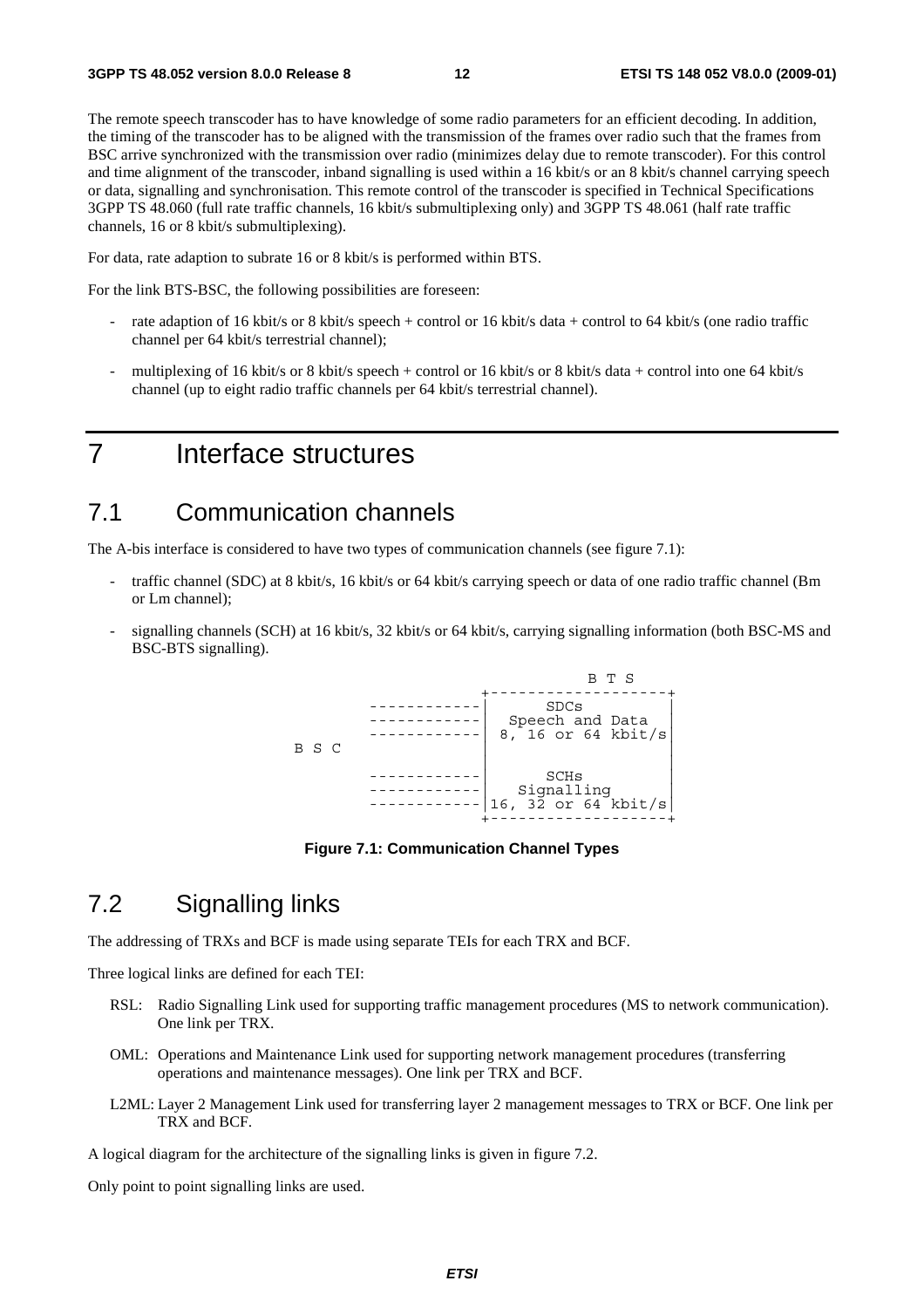The remote speech transcoder has to have knowledge of some radio parameters for an efficient decoding. In addition, the timing of the transcoder has to be aligned with the transmission of the frames over radio such that the frames from BSC arrive synchronized with the transmission over radio (minimizes delay due to remote transcoder). For this control and time alignment of the transcoder, inband signalling is used within a 16 kbit/s or an 8 kbit/s channel carrying speech or data, signalling and synchronisation. This remote control of the transcoder is specified in Technical Specifications 3GPP TS 48.060 (full rate traffic channels, 16 kbit/s submultiplexing only) and 3GPP TS 48.061 (half rate traffic channels, 16 or 8 kbit/s submultiplexing).

For data, rate adaption to subrate 16 or 8 kbit/s is performed within BTS.

For the link BTS-BSC, the following possibilities are foreseen:

- rate adaption of 16 kbit/s or 8 kbit/s speech + control or 16 kbit/s data + control to 64 kbit/s (one radio traffic channel per 64 kbit/s terrestrial channel);
- multiplexing of 16 kbit/s or 8 kbit/s speech + control or 16 kbit/s or 8 kbit/s data + control into one 64 kbit/s channel (up to eight radio traffic channels per 64 kbit/s terrestrial channel).

# 7 Interface structures

## 7.1 Communication channels

The A-bis interface is considered to have two types of communication channels (see figure 7.1):

- traffic channel (SDC) at 8 kbit/s, 16 kbit/s or 64 kbit/s carrying speech or data of one radio traffic channel (Bm or Lm channel);
- signalling channels (SCH) at 16 kbit/s, 32 kbit/s or 64 kbit/s, carrying signalling information (both BSC-MS and BSC-BTS signalling).

```
                                   B T S
                     +-------------------+
        ------------|       SDCs        |
        ------------|  Speech and Data  |
        ------------| 8, 16 or 64 kbit/s|
B S C                |                   |
                     |                   |
        ------------|       SCHs        |
        ------------|    Signalling     |
        ------------|16, 32 or 64 kbit/s|
                     +-------------------+
```

**Figure 7.1: Communication Channel Types**

## 7.2 Signalling links

The addressing of TRXs and BCF is made using separate TEIs for each TRX and BCF.

Three logical links are defined for each TEI:

RSL: Radio Signalling Link used for supporting traffic management procedures (MS to network communication). One link per TRX.

OML: Operations and Maintenance Link used for supporting network management procedures (transferring operations and maintenance messages). One link per TRX and BCF.

L2ML: Layer 2 Management Link used for transferring layer 2 management messages to TRX or BCF. One link per TRX and BCF.

A logical diagram for the architecture of the signalling links is given in figure 7.2.

Only point to point signalling links are used.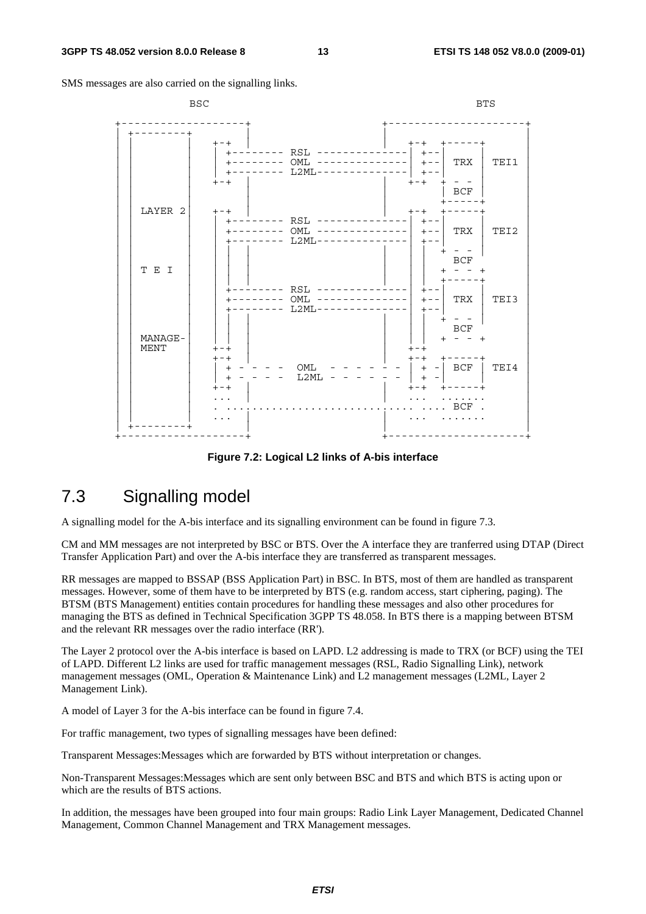SMS messages are also carried on the signalling links.

```
             BSC                                                     BTS

  +-------------------+                        +---------------------+
  | +--------+        |                        |                     |
  | |        |  +-+   |                        | +-+  +-----+        |
  | |        |  | +-------- RSL --------------| +--|     |          |
  | |        |  | +-------- OML --------------| +--| TRX |  TEI1    |
  | |        |  | +-------- L2ML--------------| +--|     |          |
  | |        |  +-+   |                        | +-+  + - -          |
  | |        |        |                        |      | BCF |        |
  | |        |        |                        |      +-----+        |
  | | LAYER 2|  +-+   |                        | +-+  +-----+        |
  | |        |  | +-------- RSL --------------| +--|     |          |
  | |        |  | +-------- OML --------------| +--| TRX |  TEI2    |
  | |        |  | +-------- L2ML--------------| +--|     |          |
  | |        |  | |   |                        | |    + - -          |
  | |        |  | |   |                        | |      BCF          |
  | | T E I  |  | |   |                        | |    + - - +        |
  | |        |  | |   |                        | |    +-----+        |
  | |        |  | +-------- RSL --------------| +--|     |          |
  | |        |  | +-------- OML --------------| +--| TRX |  TEI3    |
  | |        |  | +-------- L2ML--------------| +--|     |          |
  | |        |  | |   |                        | |    + - -          |
  | |        |  | |   |                        | |      BCF          |
  | | MANAGE-|  | |   |                        | |    + - - +        |
  | | MENT   |  +-+   |                        | +-+                 |
  | |        |  +-+   |                        | +-+  +-----+        |
  | |        |  | + - - - -  OML  - - - - - - | + -| BCF |  TEI4    |
  | |        |  | + - - - -  L2ML - - - - - - | + -|     |          |
  | |        |  +-+   |                        | +-+  +-----+        |
  | |        |  ...   |                        | ...  .......        |
  | |        |  . ........................... .... BCF .            |
  | |        |  ...   |                        | ...  .......        |
  | +--------+        |                        |                     |
  +-------------------+                        +---------------------+
```

**Figure 7.2: Logical L2 links of A-bis interface**

## 7.3 Signalling model

A signalling model for the A-bis interface and its signalling environment can be found in figure 7.3.

CM and MM messages are not interpreted by BSC or BTS. Over the A interface they are tranferred using DTAP (Direct Transfer Application Part) and over the A-bis interface they are transferred as transparent messages.

RR messages are mapped to BSSAP (BSS Application Part) in BSC. In BTS, most of them are handled as transparent messages. However, some of them have to be interpreted by BTS (e.g. random access, start ciphering, paging). The BTSM (BTS Management) entities contain procedures for handling these messages and also other procedures for managing the BTS as defined in Technical Specification 3GPP TS 48.058. In BTS there is a mapping between BTSM and the relevant RR messages over the radio interface (RR').

The Layer 2 protocol over the A-bis interface is based on LAPD. L2 addressing is made to TRX (or BCF) using the TEI of LAPD. Different L2 links are used for traffic management messages (RSL, Radio Signalling Link), network management messages (OML, Operation & Maintenance Link) and L2 management messages (L2ML, Layer 2 Management Link).

A model of Layer 3 for the A-bis interface can be found in figure 7.4.

For traffic management, two types of signalling messages have been defined:

Transparent Messages:Messages which are forwarded by BTS without interpretation or changes.

Non-Transparent Messages:Messages which are sent only between BSC and BTS and which BTS is acting upon or which are the results of BTS actions.

In addition, the messages have been grouped into four main groups: Radio Link Layer Management, Dedicated Channel Management, Common Channel Management and TRX Management messages.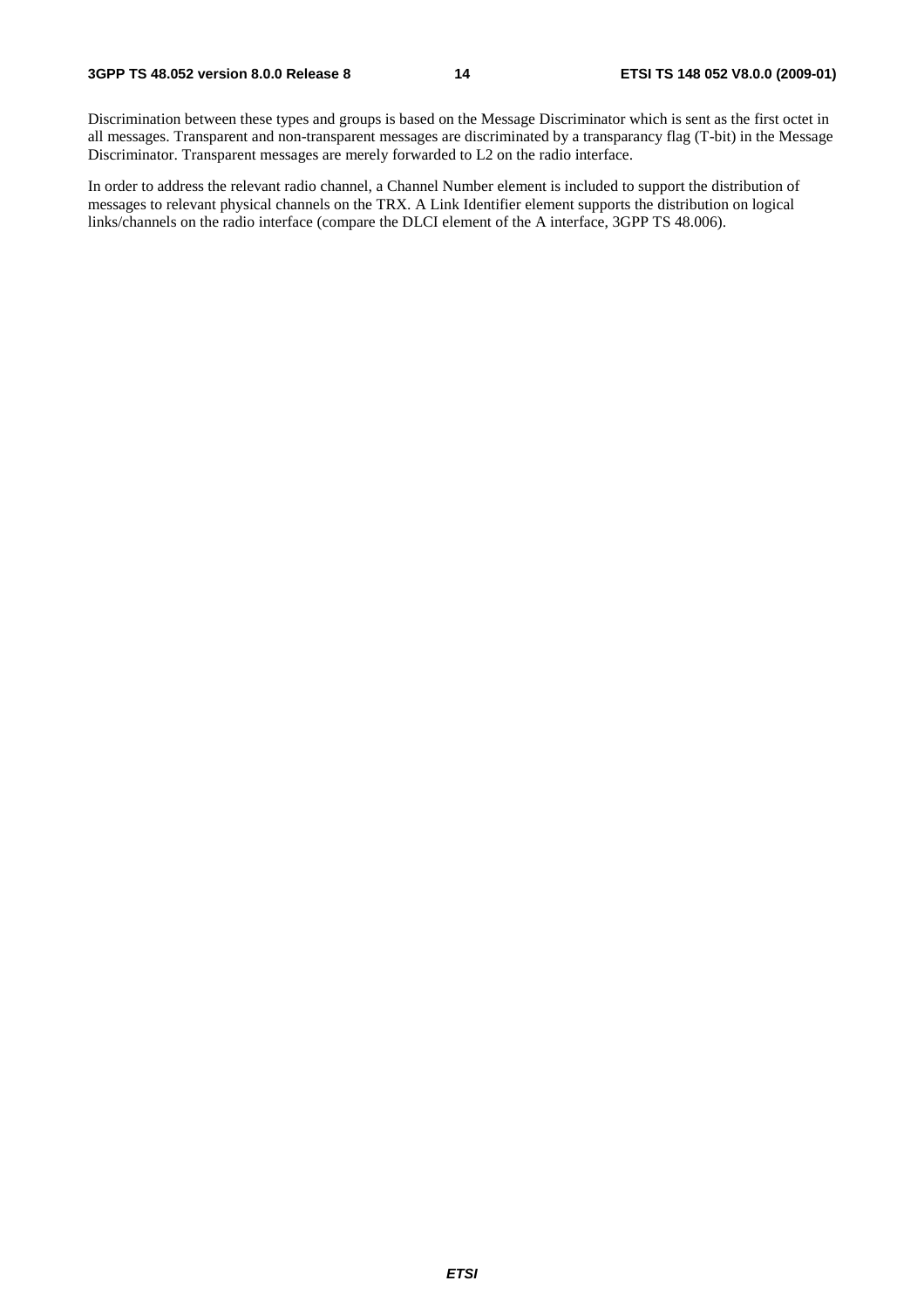Discrimination between these types and groups is based on the Message Discriminator which is sent as the first octet in all messages. Transparent and non-transparent messages are discriminated by a transparancy flag (T-bit) in the Message Discriminator. Transparent messages are merely forwarded to L2 on the radio interface.

In order to address the relevant radio channel, a Channel Number element is included to support the distribution of messages to relevant physical channels on the TRX. A Link Identifier element supports the distribution on logical links/channels on the radio interface (compare the DLCI element of the A interface, 3GPP TS 48.006).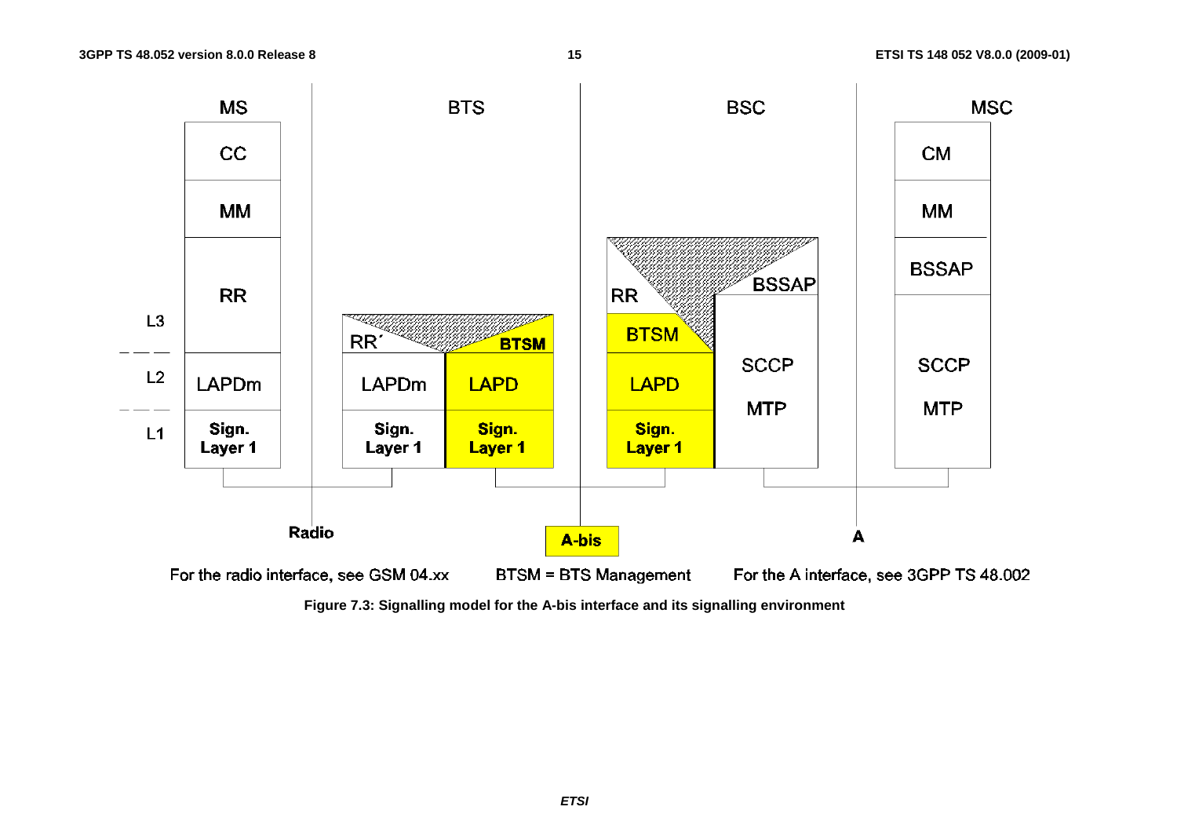MS

CC

MM

RR

L3

L2

LAPDm

L1

Sign. Layer 1

BTS

RR´

BTSM

LAPDm

LAPD

Sign. Layer 1

Sign. Layer 1

BSC

RR

BSSAP

BTSM

LAPD

Sign. Layer 1

SCCP

MTP

MSC

CM

MM

BSSAP

SCCP

MTP

Radio

A-bis

A

For the radio interface, see GSM 04.xx

BTSM = BTS Management

For the A interface, see 3GPP TS 48.002

**Figure 7.3: Signalling model for the A-bis interface and its signalling environment**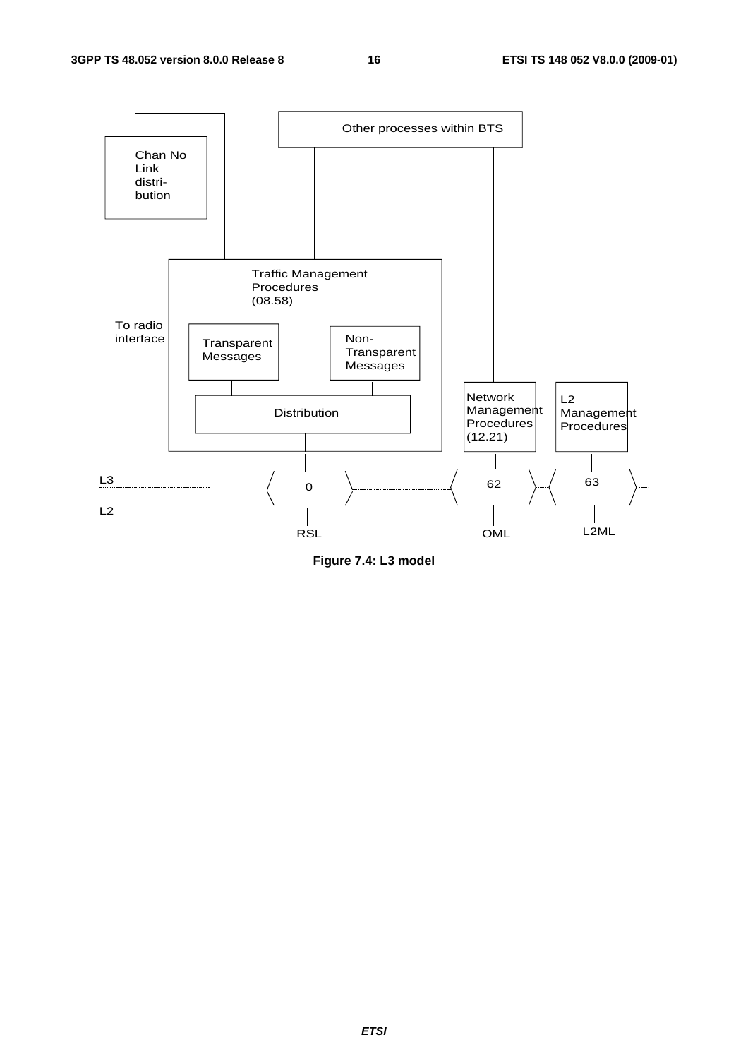Other processes within BTS

Chan No
Link
distri-
bution

Traffic Management
Procedures
(08.58)

To radio
interface

Transparent
Messages

Non-
Transparent
Messages

Distribution

Network
Management
Procedures
(12.21)

L2
Management
Procedures

L3

L2

0

62

63

RSL

OML

L2ML

**Figure 7.4: L3 model**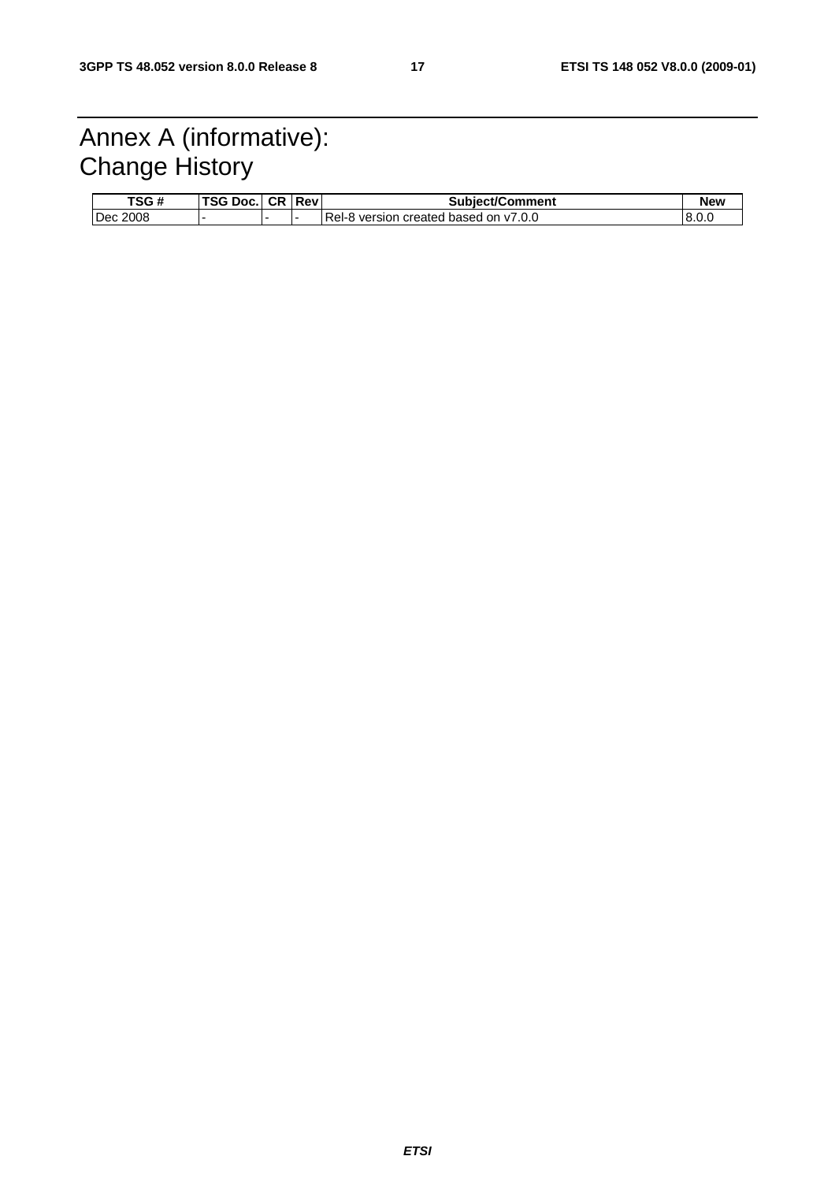# Annex A (informative): Change History

| TSG # | TSG Doc. | CR | Rev | Subject/Comment | New |
|---|---|---|---|---|---|
| Dec 2008 | - | - | - | Rel-8 version created based on v7.0.0 | 8.0.0 |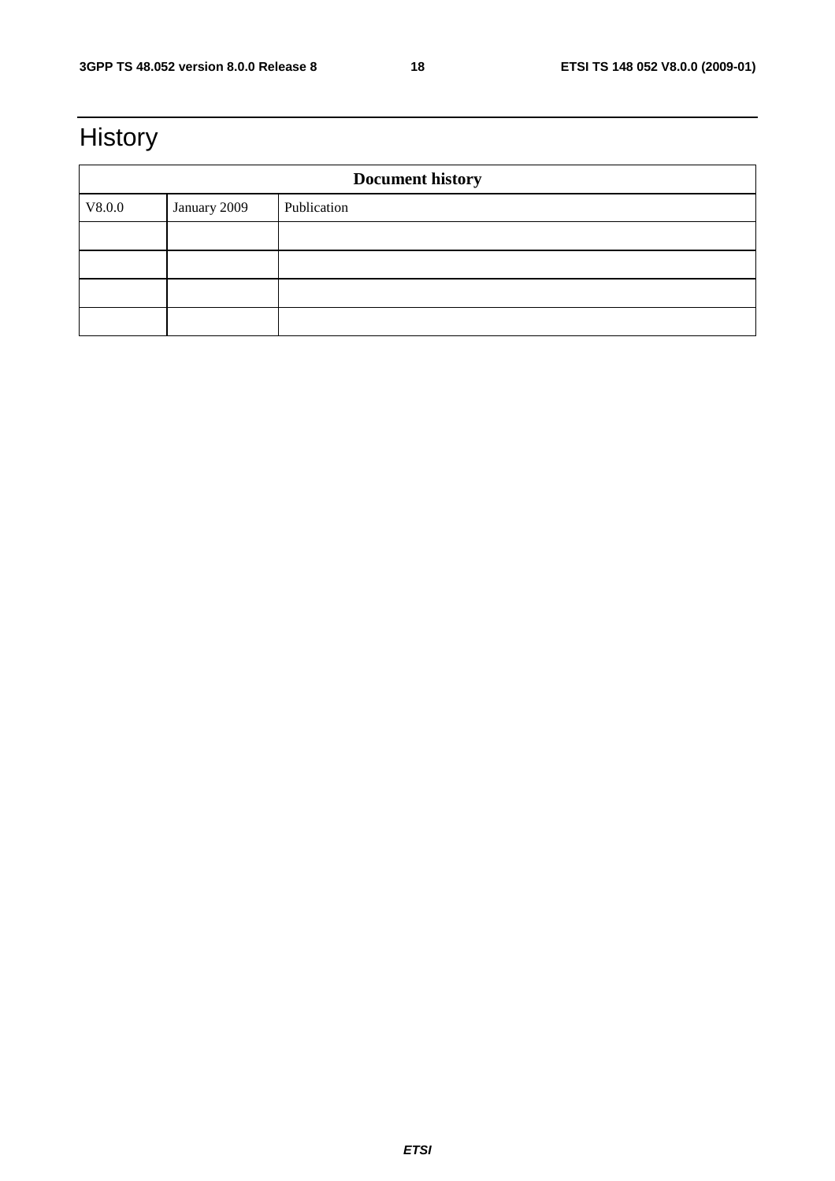# History

| Document history | | |
|---|---|---|
| V8.0.0 | January 2009 | Publication |
| | | |
| | | |
| | | |
| | | |